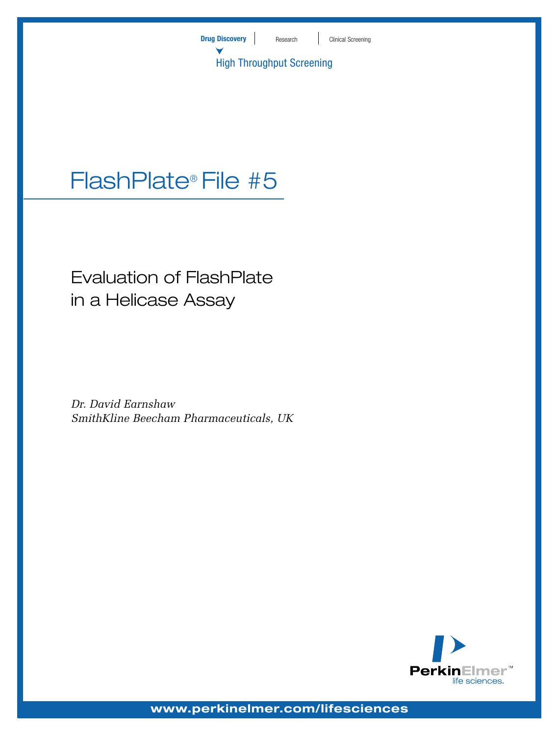Drug Discovery | Research | Clinical Screening

High Throughput Screening

# FlashPlate® File #5

## Evaluation of FlashPlate in a Helicase Assay

*Dr. David Earnshaw*
*SmithKline Beecham Pharmaceuticals, UK*

PerkinElmer™ life sciences.

www.perkinelmer.com/lifesciences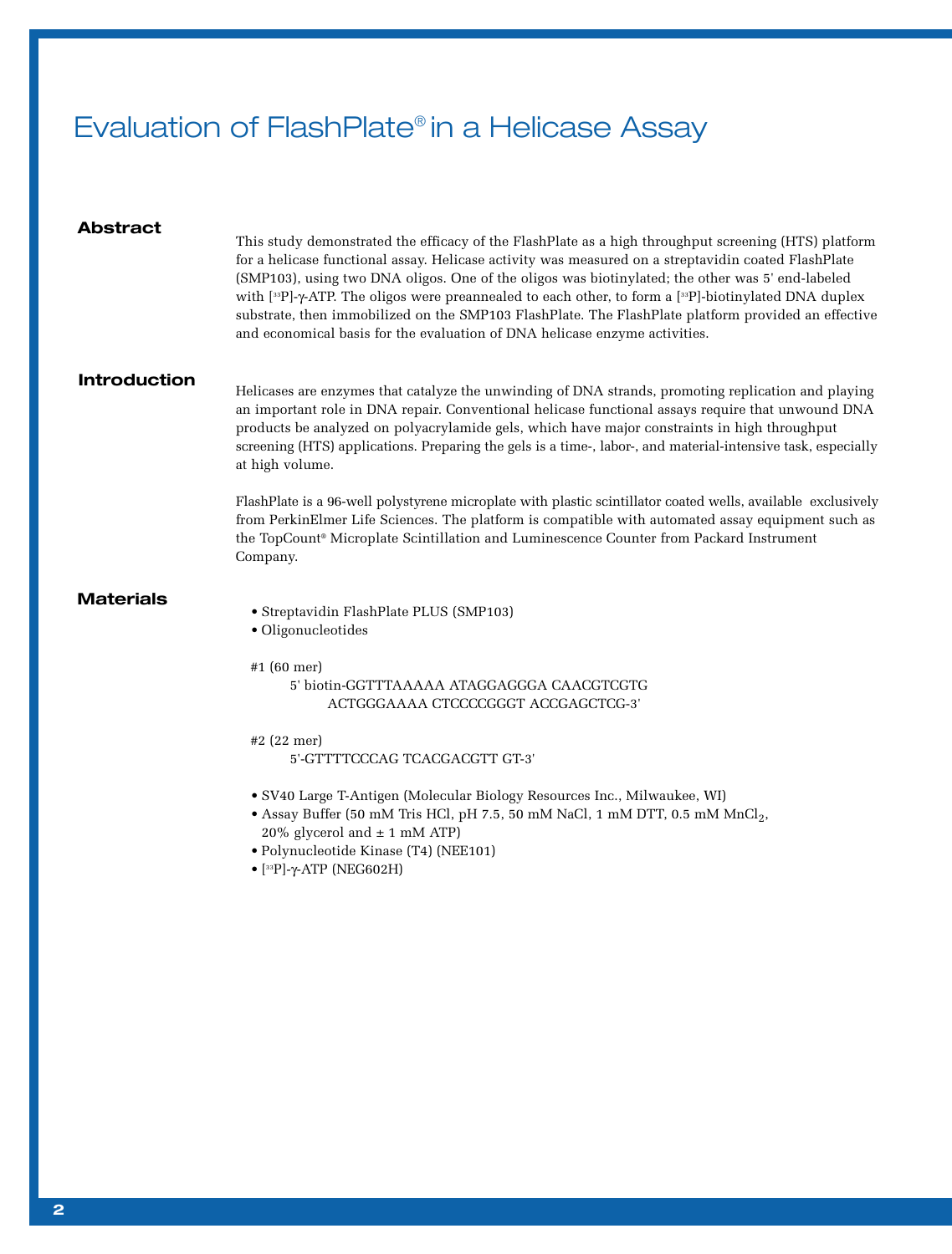# Evaluation of FlashPlate® in a Helicase Assay

## Abstract

This study demonstrated the efficacy of the FlashPlate as a high throughput screening (HTS) platform for a helicase functional assay. Helicase activity was measured on a streptavidin coated FlashPlate (SMP103), using two DNA oligos. One of the oligos was biotinylated; the other was 5' end-labeled with [$^{33}$P]-γ-ATP. The oligos were preannealed to each other, to form a [$^{33}$P]-biotinylated DNA duplex substrate, then immobilized on the SMP103 FlashPlate. The FlashPlate platform provided an effective and economical basis for the evaluation of DNA helicase enzyme activities.

## Introduction

Helicases are enzymes that catalyze the unwinding of DNA strands, promoting replication and playing an important role in DNA repair. Conventional helicase functional assays require that unwound DNA products be analyzed on polyacrylamide gels, which have major constraints in high throughput screening (HTS) applications. Preparing the gels is a time-, labor-, and material-intensive task, especially at high volume.

FlashPlate is a 96-well polystyrene microplate with plastic scintillator coated wells, available exclusively from PerkinElmer Life Sciences. The platform is compatible with automated assay equipment such as the TopCount® Microplate Scintillation and Luminescence Counter from Packard Instrument Company.

## Materials

- Streptavidin FlashPlate PLUS (SMP103)
- Oligonucleotides

#1 (60 mer)

5' biotin-GGTTTAAAAA ATAGGAGGGA CAACGTCGTG
ACTGGGAAAA CTCCCCGGGT ACCGAGCTCG-3'

#2 (22 mer)

5'-GTTTTCCCAG TCACGACGTT GT-3'

- SV40 Large T-Antigen (Molecular Biology Resources Inc., Milwaukee, WI)
- Assay Buffer (50 mM Tris HCl, pH 7.5, 50 mM NaCl, 1 mM DTT, 0.5 mM $MnCl_2$, 20% glycerol and ± 1 mM ATP)
- Polynucleotide Kinase (T4) (NEE101)
- [$^{33}$P]-γ-ATP (NEG602H)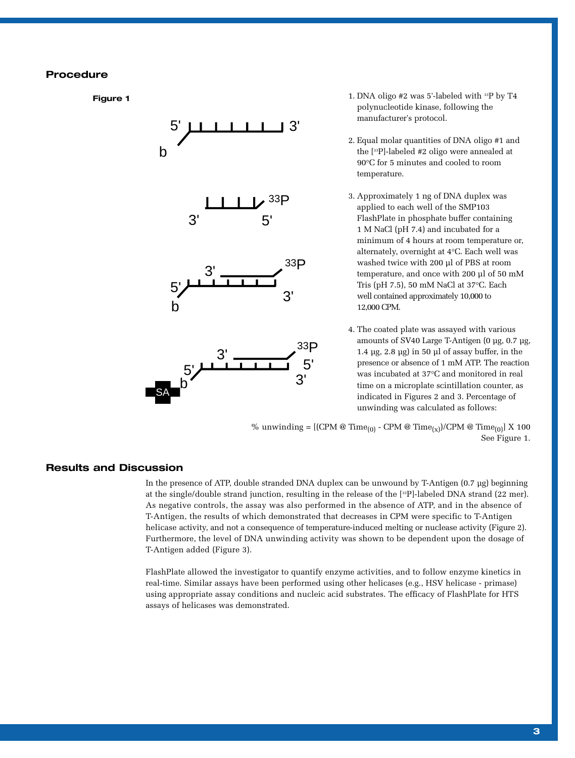## Procedure

**Figure 1**

1. DNA oligo #2 was 5'-labeled with $^{33}P$ by T4 polynucleotide kinase, following the manufacturer's protocol.

2. Equal molar quantities of DNA oligo #1 and the [$^{33}P$]-labeled #2 oligo were annealed at 90°C for 5 minutes and cooled to room temperature.

3. Approximately 1 ng of DNA duplex was applied to each well of the SMP103 FlashPlate in phosphate buffer containing 1 M NaCl (pH 7.4) and incubated for a minimum of 4 hours at room temperature or, alternately, overnight at 4°C. Each well was washed twice with 200 µl of PBS at room temperature, and once with 200 µl of 50 mM Tris (pH 7.5), 50 mM NaCl at 37°C. Each well contained approximately 10,000 to 12,000 CPM.

4. The coated plate was assayed with various amounts of SV40 Large T-Antigen (0 µg, 0.7 µg, 1.4 µg, 2.8 µg) in 50 µl of assay buffer, in the presence or absence of 1 mM ATP. The reaction was incubated at 37°C and monitored in real time on a microplate scintillation counter, as indicated in Figures 2 and 3. Percentage of unwinding was calculated as follows:

$$\% \text{ unwinding} = [(\text{CPM @ Time}_{(0)} - \text{CPM @ Time}_{(x)})/\text{CPM @ Time}_{(0)}] \times 100$$

See Figure 1.

## Results and Discussion

In the presence of ATP, double stranded DNA duplex can be unwound by T-Antigen (0.7 µg) beginning at the single/double strand junction, resulting in the release of the [$^{33}P$]-labeled DNA strand (22 mer). As negative controls, the assay was also performed in the absence of ATP, and in the absence of T-Antigen, the results of which demonstrated that decreases in CPM were specific to T-Antigen helicase activity, and not a consequence of temperature-induced melting or nuclease activity (Figure 2). Furthermore, the level of DNA unwinding activity was shown to be dependent upon the dosage of T-Antigen added (Figure 3).

FlashPlate allowed the investigator to quantify enzyme activities, and to follow enzyme kinetics in real-time. Similar assays have been performed using other helicases (e.g., HSV helicase - primase) using appropriate assay conditions and nucleic acid substrates. The efficacy of FlashPlate for HTS assays of helicases was demonstrated.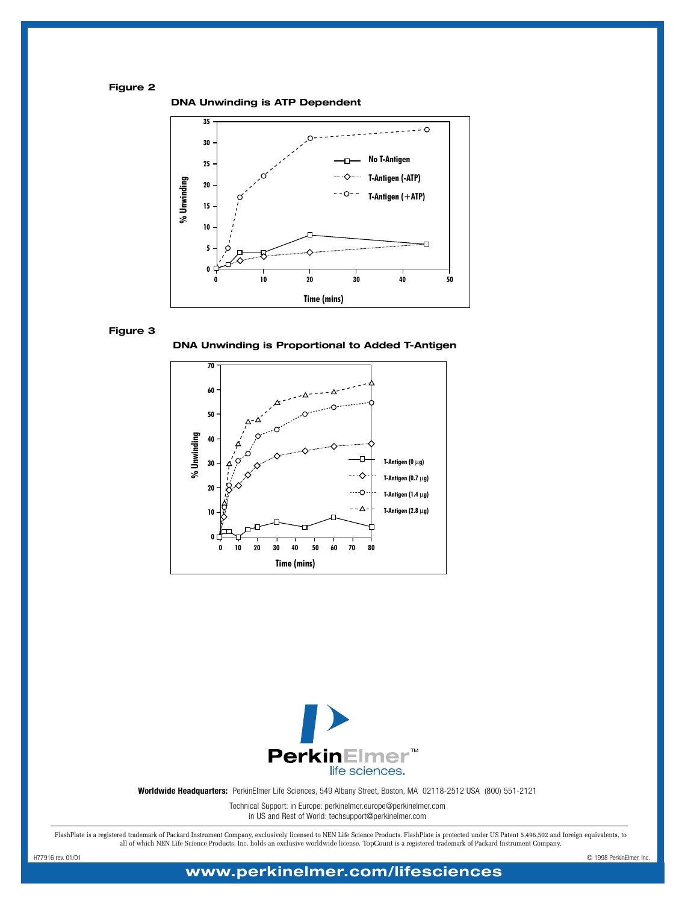**Figure 2**

**DNA Unwinding is ATP Dependent**

% Unwinding

0
5
10
15
20
25
30
35

Time (mins)

0
10
20
30
40
50

No T-Antigen

T-Antigen (-ATP)

T-Antigen (+ATP)

**Figure 3**

**DNA Unwinding is Proportional to Added T-Antigen**

% Unwinding

0
10
20
30
40
50
60
70

Time (mins)

0
10
20
30
40
50
60
70
80

T-Antigen (0 µg)

T-Antigen (0.7 µg)

T-Antigen (1.4 µg)

T-Antigen (2.8 µg)

PerkinElmer™
life sciences.

**Worldwide Headquarters:** PerkinElmer Life Sciences, 549 Albany Street, Boston, MA 02118-2512 USA (800) 551-2121

Technical Support: in Europe: perkinelmer.europe@perkinelmer.com
in US and Rest of World: techsupport@perkinelmer.com

FlashPlate is a registered trademark of Packard Instrument Company, exclusively licensed to NEN Life Science Products. FlashPlate is protected under US Patent 5,496,502 and foreign equivalents, to all of which NEN Life Science Products, Inc. holds an exclusive worldwide license. TopCount is a registered trademark of Packard Instrument Company.

H77916 rev. 01/01

© 1998 PerkinElmer, Inc.

**www.perkinelmer.com/lifesciences**